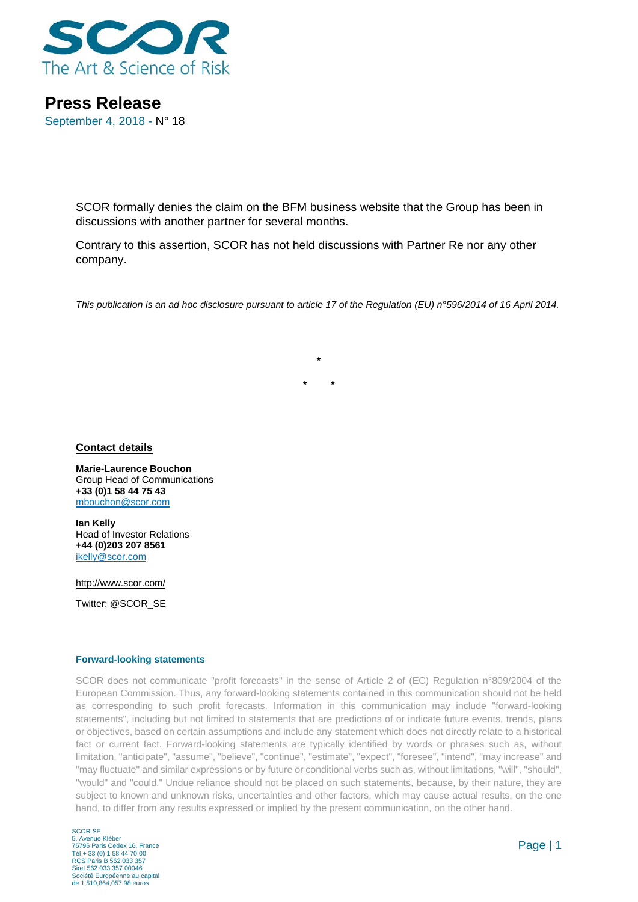SCOR

The Art & Science of Risk

# Press Release

September 4, 2018 - N° 18

SCOR formally denies the claim on the BFM business website that the Group has been in discussions with another partner for several months.

Contrary to this assertion, SCOR has not held discussions with Partner Re nor any other company.

*This publication is an ad hoc disclosure pursuant to article 17 of the Regulation (EU) n°596/2014 of 16 April 2014.*

*

\*     *

**Contact details**

**Marie-Laurence Bouchon**
Group Head of Communications
**+33 (0)1 58 44 75 43**
mbouchon@scor.com

**Ian Kelly**
Head of Investor Relations
**+44 (0)203 207 8561**
ikelly@scor.com

http://www.scor.com/

Twitter: @SCOR_SE

### Forward-looking statements

SCOR does not communicate "profit forecasts" in the sense of Article 2 of (EC) Regulation n°809/2004 of the European Commission. Thus, any forward-looking statements contained in this communication should not be held as corresponding to such profit forecasts. Information in this communication may include "forward-looking statements", including but not limited to statements that are predictions of or indicate future events, trends, plans or objectives, based on certain assumptions and include any statement which does not directly relate to a historical fact or current fact. Forward-looking statements are typically identified by words or phrases such as, without limitation, "anticipate", "assume", "believe", "continue", "estimate", "expect", "foresee", "intend", "may increase" and "may fluctuate" and similar expressions or by future or conditional verbs such as, without limitations, "will", "should", "would" and "could." Undue reliance should not be placed on such statements, because, by their nature, they are subject to known and unknown risks, uncertainties and other factors, which may cause actual results, on the one hand, to differ from any results expressed or implied by the present communication, on the other hand.

SCOR SE
5, Avenue Kléber
75795 Paris Cedex 16, France
Tél + 33 (0) 1 58 44 70 00
RCS Paris B 562 033 357
Siret 562 033 357 00046
Société Européenne au capital
de 1,510,864,057.98 euros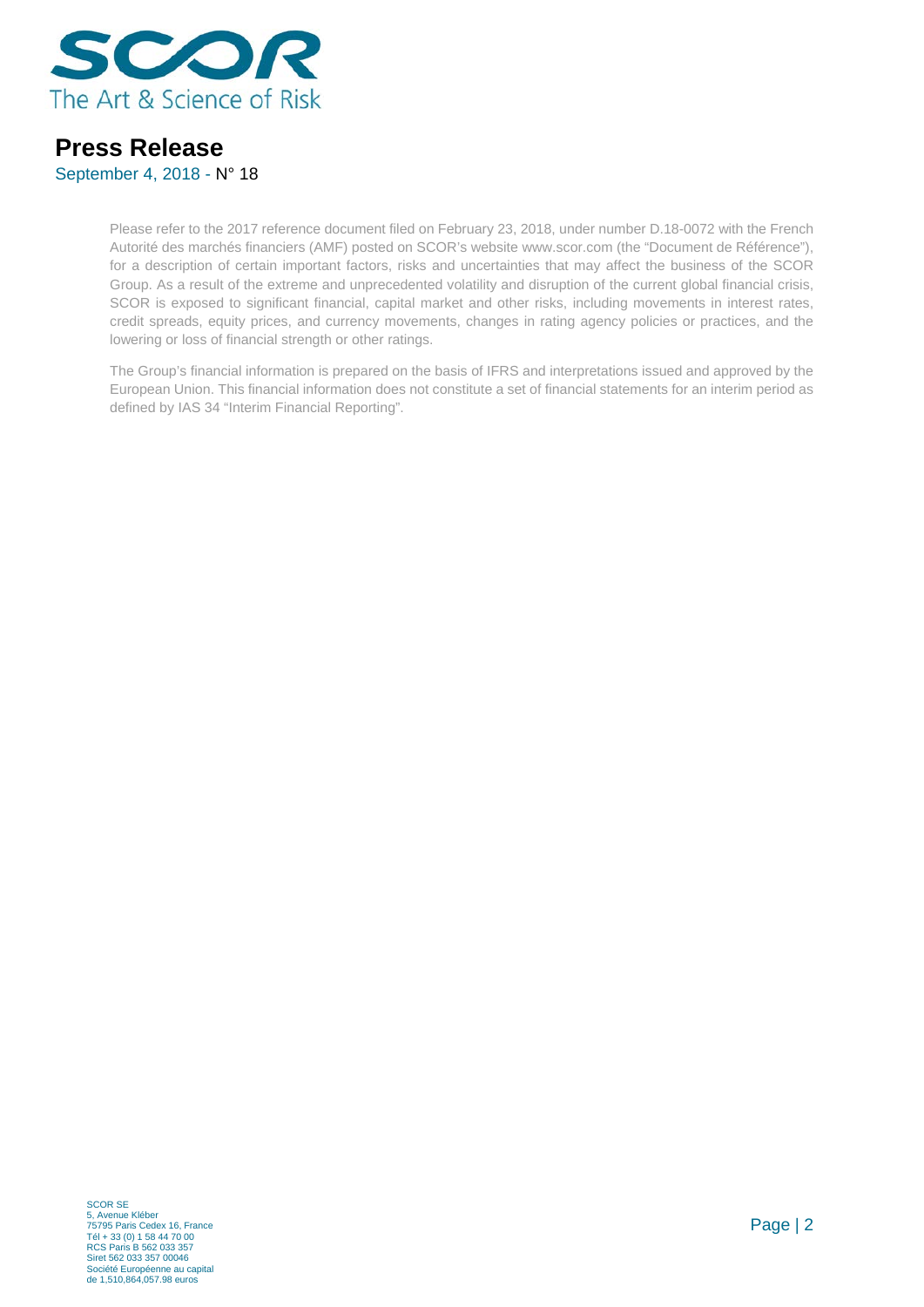# Press Release

September 4, 2018 - N° 18

Please refer to the 2017 reference document filed on February 23, 2018, under number D.18-0072 with the French Autorité des marchés financiers (AMF) posted on SCOR's website www.scor.com (the "Document de Référence"), for a description of certain important factors, risks and uncertainties that may affect the business of the SCOR Group. As a result of the extreme and unprecedented volatility and disruption of the current global financial crisis, SCOR is exposed to significant financial, capital market and other risks, including movements in interest rates, credit spreads, equity prices, and currency movements, changes in rating agency policies or practices, and the lowering or loss of financial strength or other ratings.

The Group's financial information is prepared on the basis of IFRS and interpretations issued and approved by the European Union. This financial information does not constitute a set of financial statements for an interim period as defined by IAS 34 "Interim Financial Reporting".

SCOR SE
5, Avenue Kléber
75795 Paris Cedex 16, France
Tél + 33 (0) 1 58 44 70 00
RCS Paris B 562 033 357
Siret 562 033 357 00046
Société Européenne au capital
de 1,510,864,057.98 euros